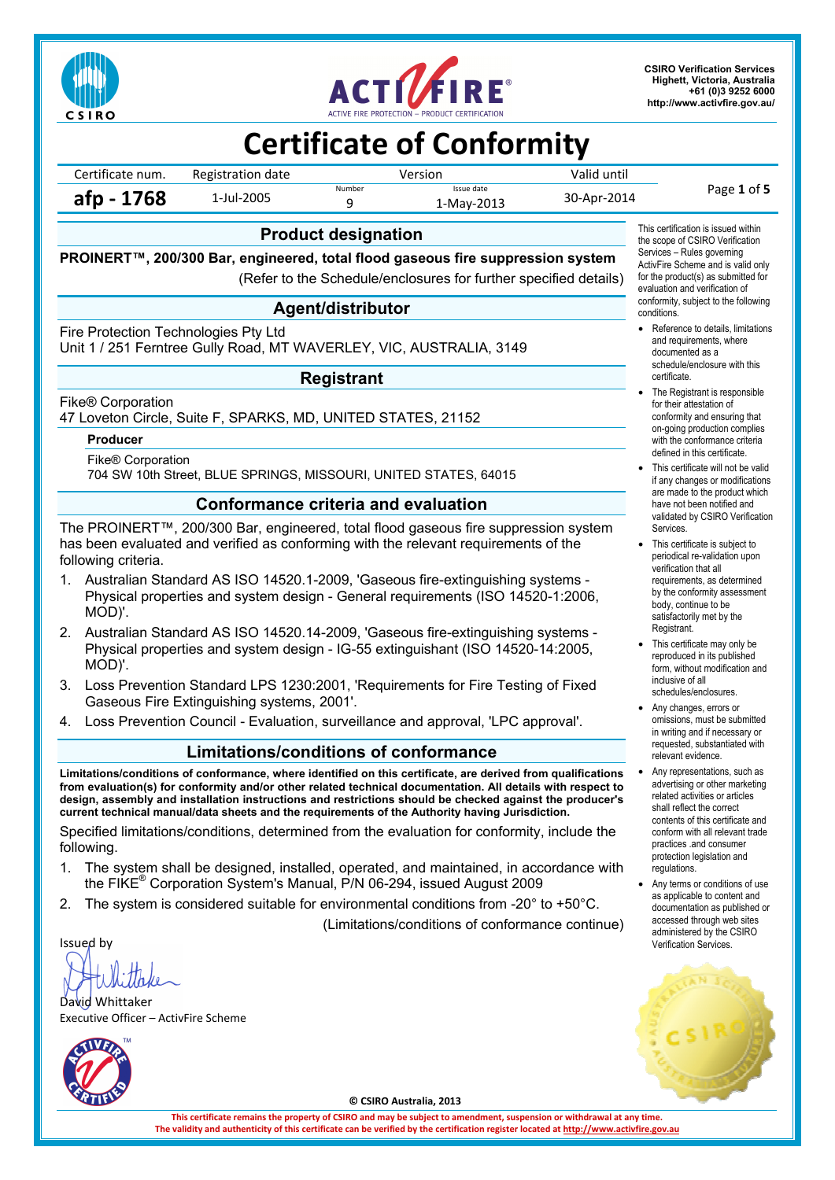CSIRO Verification Services
Highett, Victoria, Australia
+61 (0)3 9252 6000
http://www.activfire.gov.au/

# Certificate of Conformity

| Certificate num. | Registration date | Version | | Valid until |
|---|---|---|---|---|
| | | Number | Issue date | |
| **afp - 1768** | 1-Jul-2005 | 9 | 1-May-2013 | 30-Apr-2014 |

## Product designation

**PROINERT™, 200/300 Bar, engineered, total flood gaseous fire suppression system**

(Refer to the Schedule/enclosures for further specified details)

## Agent/distributor

Fire Protection Technologies Pty Ltd
Unit 1 / 251 Ferntree Gully Road, MT WAVERLEY, VIC, AUSTRALIA, 3149

## Registrant

Fike® Corporation
47 Loveton Circle, Suite F, SPARKS, MD, UNITED STATES, 21152

### Producer

Fike® Corporation
704 SW 10th Street, BLUE SPRINGS, MISSOURI, UNITED STATES, 64015

## Conformance criteria and evaluation

The PROINERT™, 200/300 Bar, engineered, total flood gaseous fire suppression system has been evaluated and verified as conforming with the relevant requirements of the following criteria.

1. Australian Standard AS ISO 14520.1-2009, 'Gaseous fire-extinguishing systems - Physical properties and system design - General requirements (ISO 14520-1:2006, MOD)'.
2. Australian Standard AS ISO 14520.14-2009, 'Gaseous fire-extinguishing systems - Physical properties and system design - IG-55 extinguishant (ISO 14520-14:2005, MOD)'.
3. Loss Prevention Standard LPS 1230:2001, 'Requirements for Fire Testing of Fixed Gaseous Fire Extinguishing systems, 2001'.
4. Loss Prevention Council - Evaluation, surveillance and approval, 'LPC approval'.

## Limitations/conditions of conformance

**Limitations/conditions of conformance, where identified on this certificate, are derived from qualifications from evaluation(s) for conformity and/or other related technical documentation. All details with respect to design, assembly and installation instructions and restrictions should be checked against the producer's current technical manual/data sheets and the requirements of the Authority having Jurisdiction.**

Specified limitations/conditions, determined from the evaluation for conformity, include the following.

1. The system shall be designed, installed, operated, and maintained, in accordance with the FIKE® Corporation System's Manual, P/N 06-294, issued August 2009
2. The system is considered suitable for environmental conditions from -20° to +50°C.

(Limitations/conditions of conformance continue)

Issued by

David Whittaker
Executive Officer – ActivFire Scheme

This certification is issued within the scope of CSIRO Verification Services – Rules governing ActivFire Scheme and is valid only for the product(s) as submitted for evaluation and verification of conformity, subject to the following conditions.

- Reference to details, limitations and requirements, where documented as a schedule/enclosure with this certificate.
- The Registrant is responsible for their attestation of conformity and ensuring that on-going production complies with the conformance criteria defined in this certificate.
- This certificate will not be valid if any changes or modifications are made to the product which have not been notified and validated by CSIRO Verification Services.
- This certificate is subject to periodical re-validation upon verification that all requirements, as determined by the conformity assessment body, continue to be satisfactorily met by the Registrant.
- This certificate may only be reproduced in its published form, without modification and inclusive of all schedules/enclosures.
- Any changes, errors or omissions, must be submitted in writing and if necessary or requested, substantiated with relevant evidence.
- Any representations, such as advertising or other marketing related activities or articles shall reflect the correct contents of this certificate and conform with all relevant trade practices .and consumer protection legislation and regulations.
- Any terms or conditions of use as applicable to content and documentation as published or accessed through web sites administered by the CSIRO Verification Services.

© CSIRO Australia, 2013

This certificate remains the property of CSIRO and may be subject to amendment, suspension or withdrawal at any time.
The validity and authenticity of this certificate can be verified by the certification register located at http://www.activfire.gov.au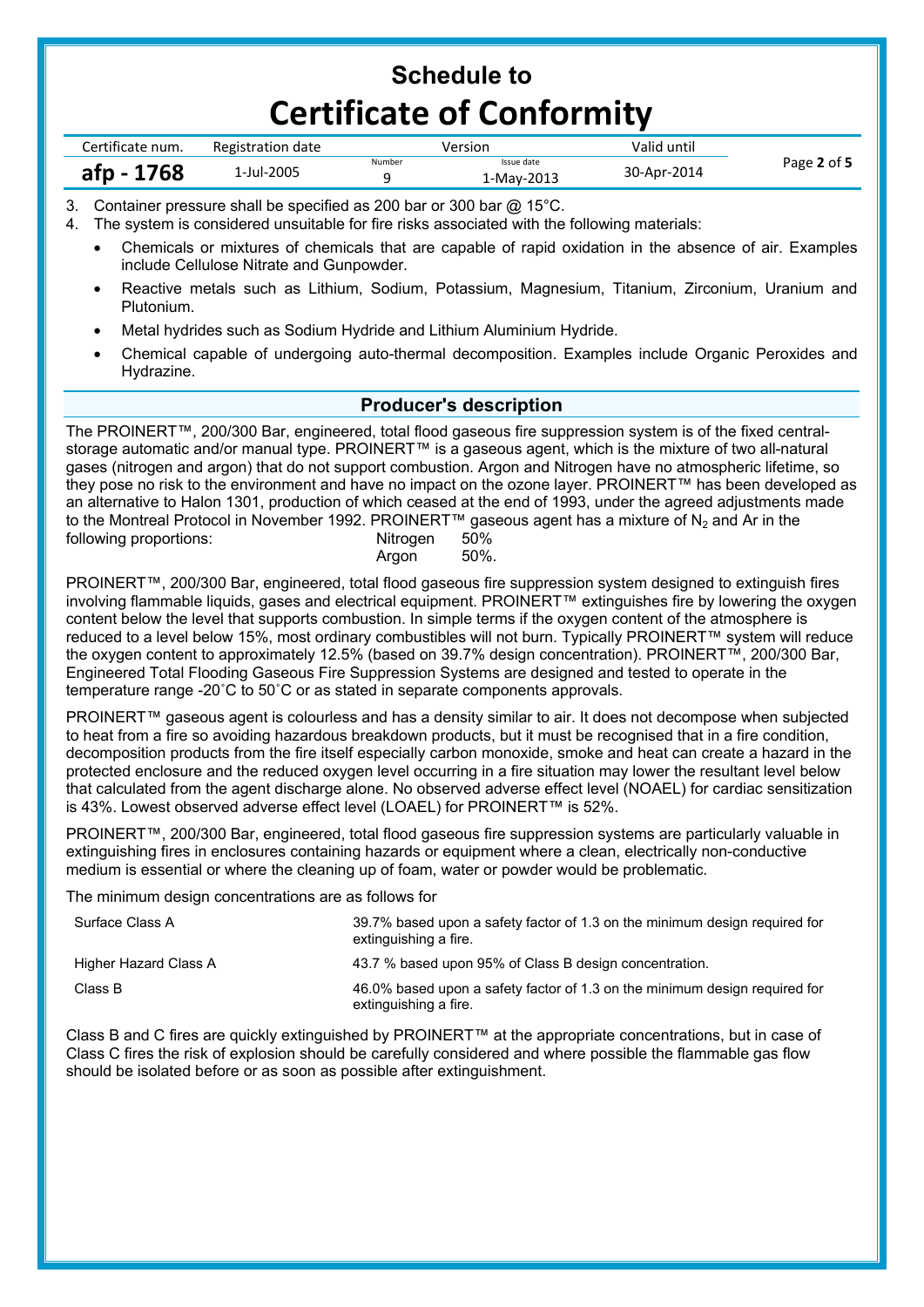3. Container pressure shall be specified as 200 bar or 300 bar @ 15°C.
4. The system is considered unsuitable for fire risks associated with the following materials:
   - Chemicals or mixtures of chemicals that are capable of rapid oxidation in the absence of air. Examples include Cellulose Nitrate and Gunpowder.
   - Reactive metals such as Lithium, Sodium, Potassium, Magnesium, Titanium, Zirconium, Uranium and Plutonium.
   - Metal hydrides such as Sodium Hydride and Lithium Aluminium Hydride.
   - Chemical capable of undergoing auto-thermal decomposition. Examples include Organic Peroxides and Hydrazine.

## Producer's description

The PROINERT™, 200/300 Bar, engineered, total flood gaseous fire suppression system is of the fixed central-storage automatic and/or manual type. PROINERT™ is a gaseous agent, which is the mixture of two all-natural gases (nitrogen and argon) that do not support combustion. Argon and Nitrogen have no atmospheric lifetime, so they pose no risk to the environment and have no impact on the ozone layer. PROINERT™ has been developed as an alternative to Halon 1301, production of which ceased at the end of 1993, under the agreed adjustments made to the Montreal Protocol in November 1992. PROINERT™ gaseous agent has a mixture of $N_2$ and Ar in the following proportions: Nitrogen 50%, Argon 50%.

PROINERT™, 200/300 Bar, engineered, total flood gaseous fire suppression system designed to extinguish fires involving flammable liquids, gases and electrical equipment. PROINERT™ extinguishes fire by lowering the oxygen content below the level that supports combustion. In simple terms if the oxygen content of the atmosphere is reduced to a level below 15%, most ordinary combustibles will not burn. Typically PROINERT™ system will reduce the oxygen content to approximately 12.5% (based on 39.7% design concentration). PROINERT™, 200/300 Bar, Engineered Total Flooding Gaseous Fire Suppression Systems are designed and tested to operate in the temperature range -20˚C to 50˚C or as stated in separate components approvals.

PROINERT™ gaseous agent is colourless and has a density similar to air. It does not decompose when subjected to heat from a fire so avoiding hazardous breakdown products, but it must be recognised that in a fire condition, decomposition products from the fire itself especially carbon monoxide, smoke and heat can create a hazard in the protected enclosure and the reduced oxygen level occurring in a fire situation may lower the resultant level below that calculated from the agent discharge alone. No observed adverse effect level (NOAEL) for cardiac sensitization is 43%. Lowest observed adverse effect level (LOAEL) for PROINERT™ is 52%.

PROINERT™, 200/300 Bar, engineered, total flood gaseous fire suppression systems are particularly valuable in extinguishing fires in enclosures containing hazards or equipment where a clean, electrically non-conductive medium is essential or where the cleaning up of foam, water or powder would be problematic.

The minimum design concentrations are as follows for

| | |
|---|---|
| Surface Class A | 39.7% based upon a safety factor of 1.3 on the minimum design required for extinguishing a fire. |
| Higher Hazard Class A | 43.7 % based upon 95% of Class B design concentration. |
| Class B | 46.0% based upon a safety factor of 1.3 on the minimum design required for extinguishing a fire. |

Class B and C fires are quickly extinguished by PROINERT™ at the appropriate concentrations, but in case of Class C fires the risk of explosion should be carefully considered and where possible the flammable gas flow should be isolated before or as soon as possible after extinguishment.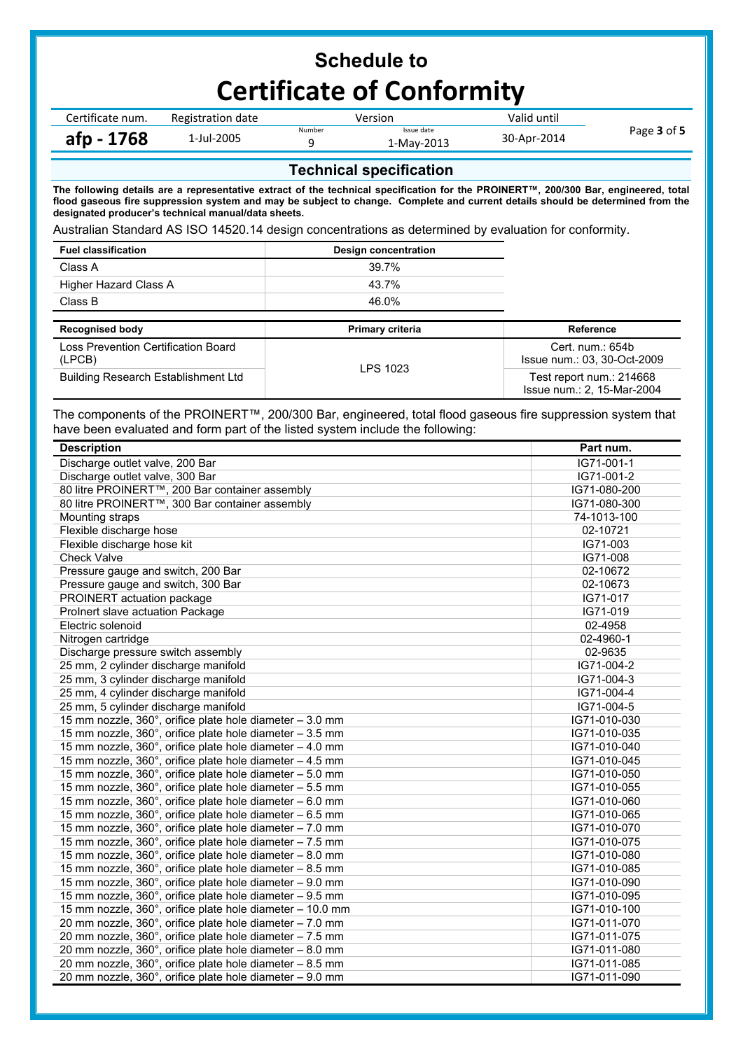# Schedule to
# Certificate of Conformity

| Certificate num. | Registration date | Version Number | Version Issue date | Valid until |
|---|---|---|---|---|
| **afp - 1768** | 1-Jul-2005 | 9 | 1-May-2013 | 30-Apr-2014 |

## Technical specification

**The following details are a representative extract of the technical specification for the PROINERT™, 200/300 Bar, engineered, total flood gaseous fire suppression system and may be subject to change. Complete and current details should be determined from the designated producer's technical manual/data sheets.**

Australian Standard AS ISO 14520.14 design concentrations as determined by evaluation for conformity.

| Fuel classification | Design concentration |
|---|---|
| Class A | 39.7% |
| Higher Hazard Class A | 43.7% |
| Class B | 46.0% |

| Recognised body | Primary criteria | Reference |
|---|---|---|
| Loss Prevention Certification Board (LPCB) | LPS 1023 | Cert. num.: 654b<br>Issue num.: 03, 30-Oct-2009 |
| Building Research Establishment Ltd | | Test report num.: 214668<br>Issue num.: 2, 15-Mar-2004 |

The components of the PROINERT™, 200/300 Bar, engineered, total flood gaseous fire suppression system that have been evaluated and form part of the listed system include the following:

| Description | Part num. |
|---|---|
| Discharge outlet valve, 200 Bar | IG71-001-1 |
| Discharge outlet valve, 300 Bar | IG71-001-2 |
| 80 litre PROINERT™, 200 Bar container assembly | IG71-080-200 |
| 80 litre PROINERT™, 300 Bar container assembly | IG71-080-300 |
| Mounting straps | 74-1013-100 |
| Flexible discharge hose | 02-10721 |
| Flexible discharge hose kit | IG71-003 |
| Check Valve | IG71-008 |
| Pressure gauge and switch, 200 Bar | 02-10672 |
| Pressure gauge and switch, 300 Bar | 02-10673 |
| PROINERT actuation package | IG71-017 |
| ProInert slave actuation Package | IG71-019 |
| Electric solenoid | 02-4958 |
| Nitrogen cartridge | 02-4960-1 |
| Discharge pressure switch assembly | 02-9635 |
| 25 mm, 2 cylinder discharge manifold | IG71-004-2 |
| 25 mm, 3 cylinder discharge manifold | IG71-004-3 |
| 25 mm, 4 cylinder discharge manifold | IG71-004-4 |
| 25 mm, 5 cylinder discharge manifold | IG71-004-5 |
| 15 mm nozzle, 360°, orifice plate hole diameter – 3.0 mm | IG71-010-030 |
| 15 mm nozzle, 360°, orifice plate hole diameter – 3.5 mm | IG71-010-035 |
| 15 mm nozzle, 360°, orifice plate hole diameter – 4.0 mm | IG71-010-040 |
| 15 mm nozzle, 360°, orifice plate hole diameter – 4.5 mm | IG71-010-045 |
| 15 mm nozzle, 360°, orifice plate hole diameter – 5.0 mm | IG71-010-050 |
| 15 mm nozzle, 360°, orifice plate hole diameter – 5.5 mm | IG71-010-055 |
| 15 mm nozzle, 360°, orifice plate hole diameter – 6.0 mm | IG71-010-060 |
| 15 mm nozzle, 360°, orifice plate hole diameter – 6.5 mm | IG71-010-065 |
| 15 mm nozzle, 360°, orifice plate hole diameter – 7.0 mm | IG71-010-070 |
| 15 mm nozzle, 360°, orifice plate hole diameter – 7.5 mm | IG71-010-075 |
| 15 mm nozzle, 360°, orifice plate hole diameter – 8.0 mm | IG71-010-080 |
| 15 mm nozzle, 360°, orifice plate hole diameter – 8.5 mm | IG71-010-085 |
| 15 mm nozzle, 360°, orifice plate hole diameter – 9.0 mm | IG71-010-090 |
| 15 mm nozzle, 360°, orifice plate hole diameter – 9.5 mm | IG71-010-095 |
| 15 mm nozzle, 360°, orifice plate hole diameter – 10.0 mm | IG71-010-100 |
| 20 mm nozzle, 360°, orifice plate hole diameter – 7.0 mm | IG71-011-070 |
| 20 mm nozzle, 360°, orifice plate hole diameter – 7.5 mm | IG71-011-075 |
| 20 mm nozzle, 360°, orifice plate hole diameter – 8.0 mm | IG71-011-080 |
| 20 mm nozzle, 360°, orifice plate hole diameter – 8.5 mm | IG71-011-085 |
| 20 mm nozzle, 360°, orifice plate hole diameter – 9.0 mm | IG71-011-090 |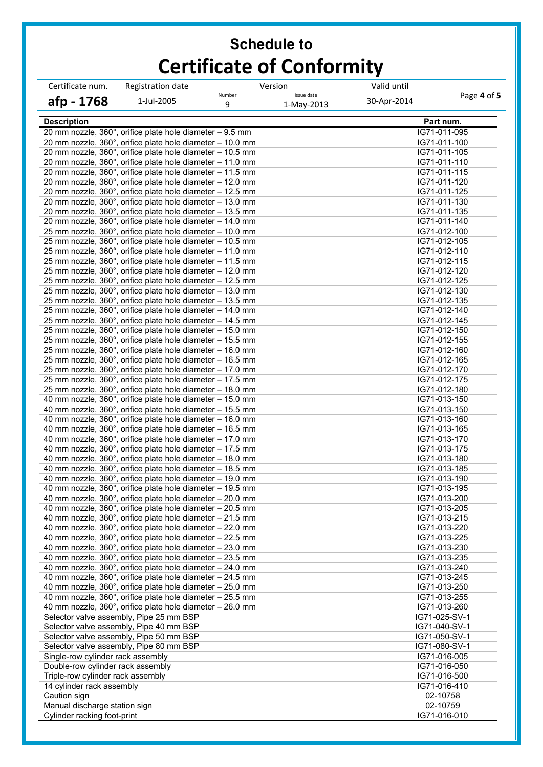# Schedule to
# Certificate of Conformity

| Certificate num. | Registration date | Version Number | Issue date | Valid until |
|---|---|---|---|---|
| **afp - 1768** | 1-Jul-2005 | 9 | 1-May-2013 | 30-Apr-2014 |

| Description | Part num. |
|---|---|
| 20 mm nozzle, 360°, orifice plate hole diameter – 9.5 mm | IG71-011-095 |
| 20 mm nozzle, 360°, orifice plate hole diameter – 10.0 mm | IG71-011-100 |
| 20 mm nozzle, 360°, orifice plate hole diameter – 10.5 mm | IG71-011-105 |
| 20 mm nozzle, 360°, orifice plate hole diameter – 11.0 mm | IG71-011-110 |
| 20 mm nozzle, 360°, orifice plate hole diameter – 11.5 mm | IG71-011-115 |
| 20 mm nozzle, 360°, orifice plate hole diameter – 12.0 mm | IG71-011-120 |
| 20 mm nozzle, 360°, orifice plate hole diameter – 12.5 mm | IG71-011-125 |
| 20 mm nozzle, 360°, orifice plate hole diameter – 13.0 mm | IG71-011-130 |
| 20 mm nozzle, 360°, orifice plate hole diameter – 13.5 mm | IG71-011-135 |
| 20 mm nozzle, 360°, orifice plate hole diameter – 14.0 mm | IG71-011-140 |
| 25 mm nozzle, 360°, orifice plate hole diameter – 10.0 mm | IG71-012-100 |
| 25 mm nozzle, 360°, orifice plate hole diameter – 10.5 mm | IG71-012-105 |
| 25 mm nozzle, 360°, orifice plate hole diameter – 11.0 mm | IG71-012-110 |
| 25 mm nozzle, 360°, orifice plate hole diameter – 11.5 mm | IG71-012-115 |
| 25 mm nozzle, 360°, orifice plate hole diameter – 12.0 mm | IG71-012-120 |
| 25 mm nozzle, 360°, orifice plate hole diameter – 12.5 mm | IG71-012-125 |
| 25 mm nozzle, 360°, orifice plate hole diameter – 13.0 mm | IG71-012-130 |
| 25 mm nozzle, 360°, orifice plate hole diameter – 13.5 mm | IG71-012-135 |
| 25 mm nozzle, 360°, orifice plate hole diameter – 14.0 mm | IG71-012-140 |
| 25 mm nozzle, 360°, orifice plate hole diameter – 14.5 mm | IG71-012-145 |
| 25 mm nozzle, 360°, orifice plate hole diameter – 15.0 mm | IG71-012-150 |
| 25 mm nozzle, 360°, orifice plate hole diameter – 15.5 mm | IG71-012-155 |
| 25 mm nozzle, 360°, orifice plate hole diameter – 16.0 mm | IG71-012-160 |
| 25 mm nozzle, 360°, orifice plate hole diameter – 16.5 mm | IG71-012-165 |
| 25 mm nozzle, 360°, orifice plate hole diameter – 17.0 mm | IG71-012-170 |
| 25 mm nozzle, 360°, orifice plate hole diameter – 17.5 mm | IG71-012-175 |
| 25 mm nozzle, 360°, orifice plate hole diameter – 18.0 mm | IG71-012-180 |
| 40 mm nozzle, 360°, orifice plate hole diameter – 15.0 mm | IG71-013-150 |
| 40 mm nozzle, 360°, orifice plate hole diameter – 15.5 mm | IG71-013-150 |
| 40 mm nozzle, 360°, orifice plate hole diameter – 16.0 mm | IG71-013-160 |
| 40 mm nozzle, 360°, orifice plate hole diameter – 16.5 mm | IG71-013-165 |
| 40 mm nozzle, 360°, orifice plate hole diameter – 17.0 mm | IG71-013-170 |
| 40 mm nozzle, 360°, orifice plate hole diameter – 17.5 mm | IG71-013-175 |
| 40 mm nozzle, 360°, orifice plate hole diameter – 18.0 mm | IG71-013-180 |
| 40 mm nozzle, 360°, orifice plate hole diameter – 18.5 mm | IG71-013-185 |
| 40 mm nozzle, 360°, orifice plate hole diameter – 19.0 mm | IG71-013-190 |
| 40 mm nozzle, 360°, orifice plate hole diameter – 19.5 mm | IG71-013-195 |
| 40 mm nozzle, 360°, orifice plate hole diameter – 20.0 mm | IG71-013-200 |
| 40 mm nozzle, 360°, orifice plate hole diameter – 20.5 mm | IG71-013-205 |
| 40 mm nozzle, 360°, orifice plate hole diameter – 21.5 mm | IG71-013-215 |
| 40 mm nozzle, 360°, orifice plate hole diameter – 22.0 mm | IG71-013-220 |
| 40 mm nozzle, 360°, orifice plate hole diameter – 22.5 mm | IG71-013-225 |
| 40 mm nozzle, 360°, orifice plate hole diameter – 23.0 mm | IG71-013-230 |
| 40 mm nozzle, 360°, orifice plate hole diameter – 23.5 mm | IG71-013-235 |
| 40 mm nozzle, 360°, orifice plate hole diameter – 24.0 mm | IG71-013-240 |
| 40 mm nozzle, 360°, orifice plate hole diameter – 24.5 mm | IG71-013-245 |
| 40 mm nozzle, 360°, orifice plate hole diameter – 25.0 mm | IG71-013-250 |
| 40 mm nozzle, 360°, orifice plate hole diameter – 25.5 mm | IG71-013-255 |
| 40 mm nozzle, 360°, orifice plate hole diameter – 26.0 mm | IG71-013-260 |
| Selector valve assembly, Pipe 25 mm BSP | IG71-025-SV-1 |
| Selector valve assembly, Pipe 40 mm BSP | IG71-040-SV-1 |
| Selector valve assembly, Pipe 50 mm BSP | IG71-050-SV-1 |
| Selector valve assembly, Pipe 80 mm BSP | IG71-080-SV-1 |
| Single-row cylinder rack assembly | IG71-016-005 |
| Double-row cylinder rack assembly | IG71-016-050 |
| Triple-row cylinder rack assembly | IG71-016-500 |
| 14 cylinder rack assembly | IG71-016-410 |
| Caution sign | 02-10758 |
| Manual discharge station sign | 02-10759 |
| Cylinder racking foot-print | IG71-016-010 |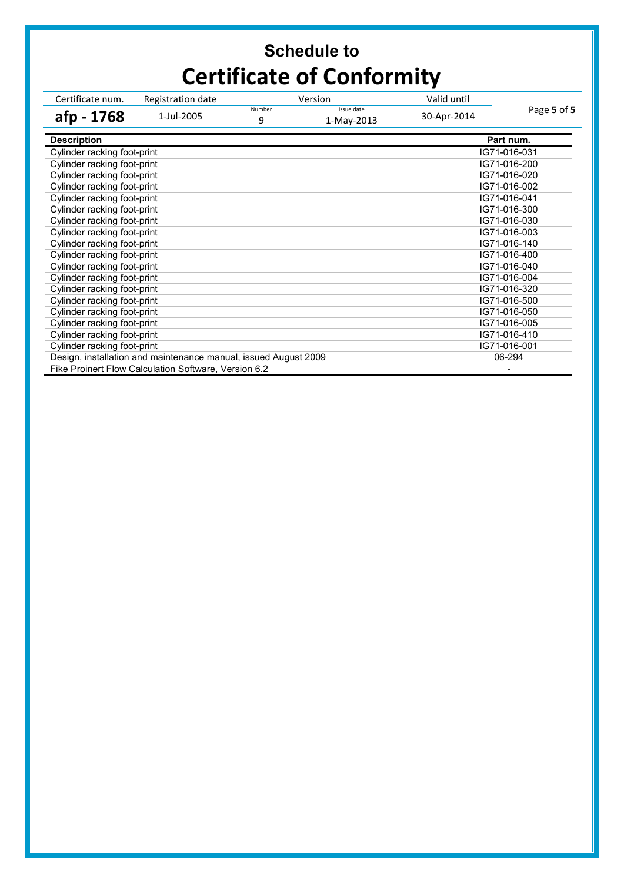# Schedule to
# Certificate of Conformity

| Certificate num. | Registration date | Version Number | Version Issue date | Valid until |
|---|---|---|---|---|
| **afp - 1768** | 1-Jul-2005 | 9 | 1-May-2013 | 30-Apr-2014 |

| Description | Part num. |
|---|---|
| Cylinder racking foot-print | IG71-016-031 |
| Cylinder racking foot-print | IG71-016-200 |
| Cylinder racking foot-print | IG71-016-020 |
| Cylinder racking foot-print | IG71-016-002 |
| Cylinder racking foot-print | IG71-016-041 |
| Cylinder racking foot-print | IG71-016-300 |
| Cylinder racking foot-print | IG71-016-030 |
| Cylinder racking foot-print | IG71-016-003 |
| Cylinder racking foot-print | IG71-016-140 |
| Cylinder racking foot-print | IG71-016-400 |
| Cylinder racking foot-print | IG71-016-040 |
| Cylinder racking foot-print | IG71-016-004 |
| Cylinder racking foot-print | IG71-016-320 |
| Cylinder racking foot-print | IG71-016-500 |
| Cylinder racking foot-print | IG71-016-050 |
| Cylinder racking foot-print | IG71-016-005 |
| Cylinder racking foot-print | IG71-016-410 |
| Cylinder racking foot-print | IG71-016-001 |
| Design, installation and maintenance manual, issued August 2009 | 06-294 |
| Fike Proinert Flow Calculation Software, Version 6.2 | - |